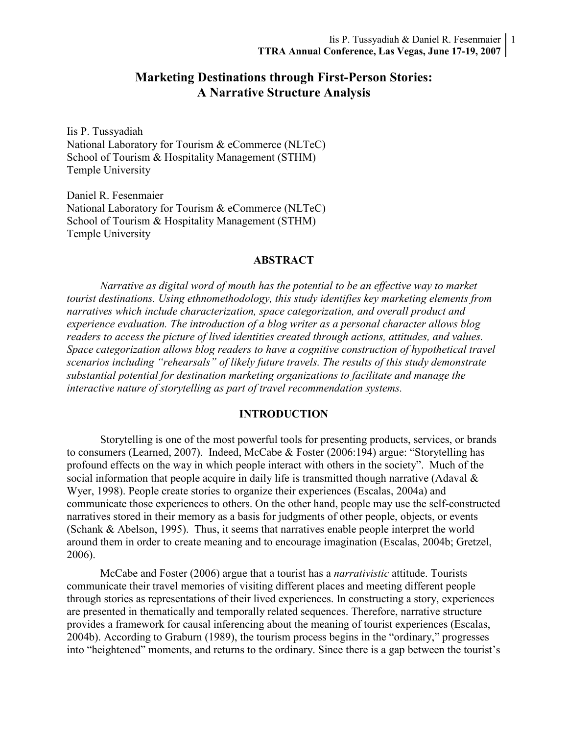# Marketing Destinations through First-Person Stories: A Narrative Structure Analysis

Iis P. Tussyadiah
National Laboratory for Tourism & eCommerce (NLTeC)
School of Tourism & Hospitality Management (STHM)
Temple University

Daniel R. Fesenmaier
National Laboratory for Tourism & eCommerce (NLTeC)
School of Tourism & Hospitality Management (STHM)
Temple University

## ABSTRACT

*Narrative as digital word of mouth has the potential to be an effective way to market tourist destinations. Using ethnomethodology, this study identifies key marketing elements from narratives which include characterization, space categorization, and overall product and experience evaluation. The introduction of a blog writer as a personal character allows blog readers to access the picture of lived identities created through actions, attitudes, and values. Space categorization allows blog readers to have a cognitive construction of hypothetical travel scenarios including "rehearsals" of likely future travels. The results of this study demonstrate substantial potential for destination marketing organizations to facilitate and manage the interactive nature of storytelling as part of travel recommendation systems.*

## INTRODUCTION

Storytelling is one of the most powerful tools for presenting products, services, or brands to consumers (Learned, 2007). Indeed, McCabe & Foster (2006:194) argue: "Storytelling has profound effects on the way in which people interact with others in the society". Much of the social information that people acquire in daily life is transmitted though narrative (Adaval & Wyer, 1998). People create stories to organize their experiences (Escalas, 2004a) and communicate those experiences to others. On the other hand, people may use the self-constructed narratives stored in their memory as a basis for judgments of other people, objects, or events (Schank & Abelson, 1995). Thus, it seems that narratives enable people interpret the world around them in order to create meaning and to encourage imagination (Escalas, 2004b; Gretzel, 2006).

McCabe and Foster (2006) argue that a tourist has a *narrativistic* attitude. Tourists communicate their travel memories of visiting different places and meeting different people through stories as representations of their lived experiences. In constructing a story, experiences are presented in thematically and temporally related sequences. Therefore, narrative structure provides a framework for causal inferencing about the meaning of tourist experiences (Escalas, 2004b). According to Graburn (1989), the tourism process begins in the "ordinary," progresses into "heightened" moments, and returns to the ordinary. Since there is a gap between the tourist's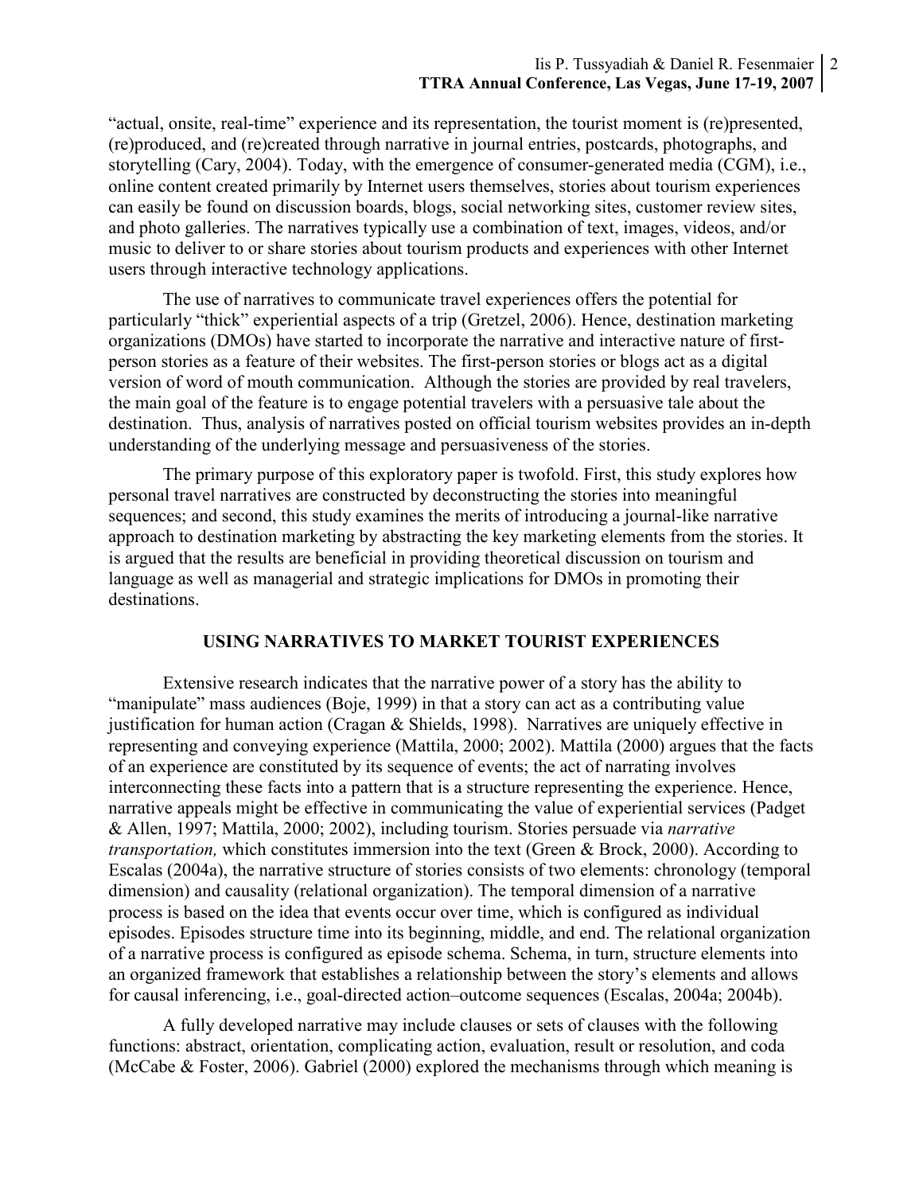"actual, onsite, real-time" experience and its representation, the tourist moment is (re)presented, (re)produced, and (re)created through narrative in journal entries, postcards, photographs, and storytelling (Cary, 2004). Today, with the emergence of consumer-generated media (CGM), i.e., online content created primarily by Internet users themselves, stories about tourism experiences can easily be found on discussion boards, blogs, social networking sites, customer review sites, and photo galleries. The narratives typically use a combination of text, images, videos, and/or music to deliver to or share stories about tourism products and experiences with other Internet users through interactive technology applications.

The use of narratives to communicate travel experiences offers the potential for particularly "thick" experiential aspects of a trip (Gretzel, 2006). Hence, destination marketing organizations (DMOs) have started to incorporate the narrative and interactive nature of first-person stories as a feature of their websites. The first-person stories or blogs act as a digital version of word of mouth communication. Although the stories are provided by real travelers, the main goal of the feature is to engage potential travelers with a persuasive tale about the destination. Thus, analysis of narratives posted on official tourism websites provides an in-depth understanding of the underlying message and persuasiveness of the stories.

The primary purpose of this exploratory paper is twofold. First, this study explores how personal travel narratives are constructed by deconstructing the stories into meaningful sequences; and second, this study examines the merits of introducing a journal-like narrative approach to destination marketing by abstracting the key marketing elements from the stories. It is argued that the results are beneficial in providing theoretical discussion on tourism and language as well as managerial and strategic implications for DMOs in promoting their destinations.

## USING NARRATIVES TO MARKET TOURIST EXPERIENCES

Extensive research indicates that the narrative power of a story has the ability to "manipulate" mass audiences (Boje, 1999) in that a story can act as a contributing value justification for human action (Cragan & Shields, 1998). Narratives are uniquely effective in representing and conveying experience (Mattila, 2000; 2002). Mattila (2000) argues that the facts of an experience are constituted by its sequence of events; the act of narrating involves interconnecting these facts into a pattern that is a structure representing the experience. Hence, narrative appeals might be effective in communicating the value of experiential services (Padget & Allen, 1997; Mattila, 2000; 2002), including tourism. Stories persuade via *narrative transportation,* which constitutes immersion into the text (Green & Brock, 2000). According to Escalas (2004a), the narrative structure of stories consists of two elements: chronology (temporal dimension) and causality (relational organization). The temporal dimension of a narrative process is based on the idea that events occur over time, which is configured as individual episodes. Episodes structure time into its beginning, middle, and end. The relational organization of a narrative process is configured as episode schema. Schema, in turn, structure elements into an organized framework that establishes a relationship between the story's elements and allows for causal inferencing, i.e., goal-directed action–outcome sequences (Escalas, 2004a; 2004b).

A fully developed narrative may include clauses or sets of clauses with the following functions: abstract, orientation, complicating action, evaluation, result or resolution, and coda (McCabe & Foster, 2006). Gabriel (2000) explored the mechanisms through which meaning is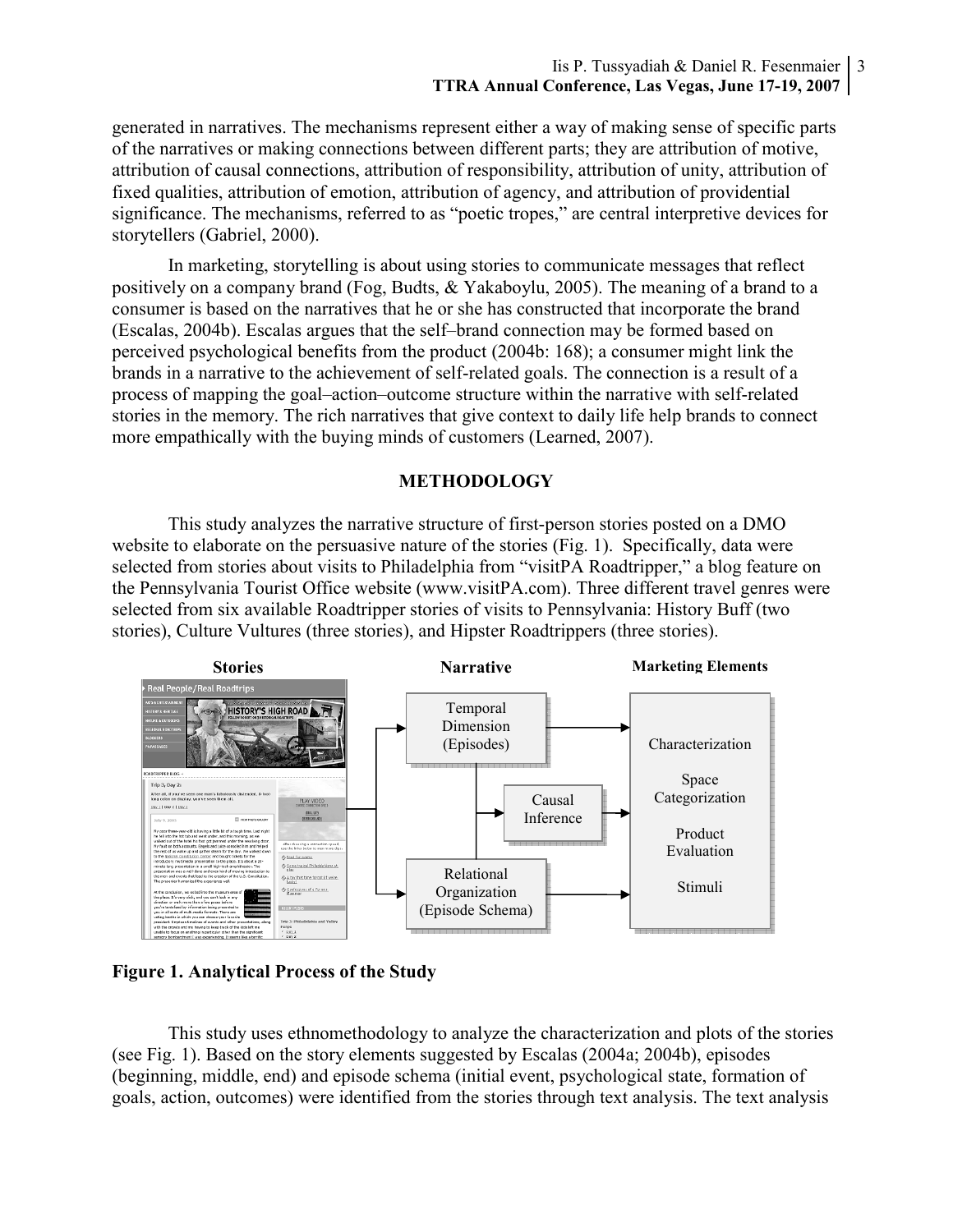generated in narratives. The mechanisms represent either a way of making sense of specific parts of the narratives or making connections between different parts; they are attribution of motive, attribution of causal connections, attribution of responsibility, attribution of unity, attribution of fixed qualities, attribution of emotion, attribution of agency, and attribution of providential significance. The mechanisms, referred to as "poetic tropes," are central interpretive devices for storytellers (Gabriel, 2000).

In marketing, storytelling is about using stories to communicate messages that reflect positively on a company brand (Fog, Budts, & Yakaboylu, 2005). The meaning of a brand to a consumer is based on the narratives that he or she has constructed that incorporate the brand (Escalas, 2004b). Escalas argues that the self–brand connection may be formed based on perceived psychological benefits from the product (2004b: 168); a consumer might link the brands in a narrative to the achievement of self-related goals. The connection is a result of a process of mapping the goal–action–outcome structure within the narrative with self-related stories in the memory. The rich narratives that give context to daily life help brands to connect more empathically with the buying minds of customers (Learned, 2007).

## METHODOLOGY

This study analyzes the narrative structure of first-person stories posted on a DMO website to elaborate on the persuasive nature of the stories (Fig. 1). Specifically, data were selected from stories about visits to Philadelphia from "visitPA Roadtripper," a blog feature on the Pennsylvania Tourist Office website (www.visitPA.com). Three different travel genres were selected from six available Roadtripper stories of visits to Pennsylvania: History Buff (two stories), Culture Vultures (three stories), and Hipster Roadtrippers (three stories).

Stories

Narrative

Marketing Elements

Temporal Dimension (Episodes)

Causal Inference

Relational Organization (Episode Schema)

Characterization

Space Categorization

Product Evaluation

Stimuli

**Figure 1. Analytical Process of the Study**

This study uses ethnomethodology to analyze the characterization and plots of the stories (see Fig. 1). Based on the story elements suggested by Escalas (2004a; 2004b), episodes (beginning, middle, end) and episode schema (initial event, psychological state, formation of goals, action, outcomes) were identified from the stories through text analysis. The text analysis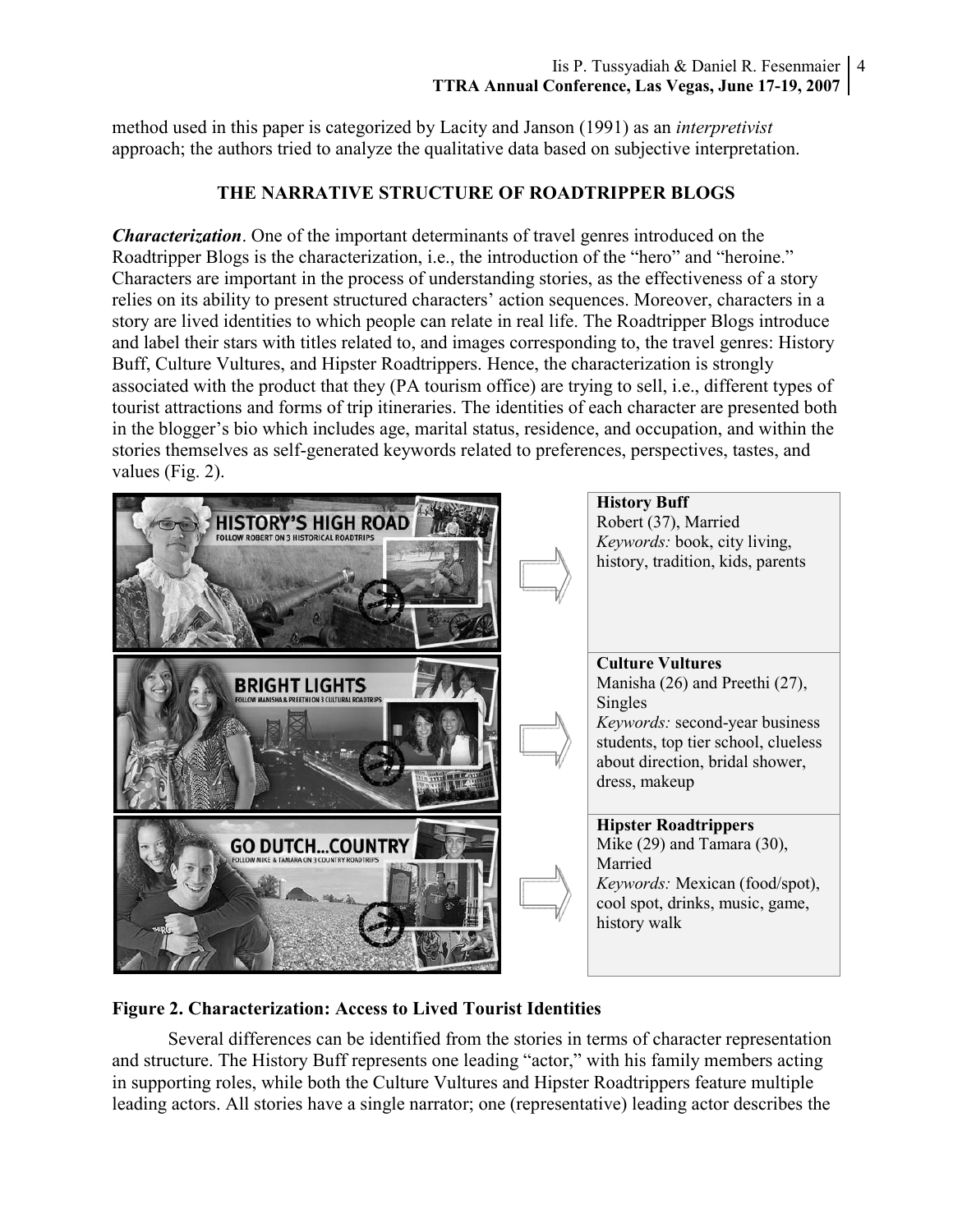method used in this paper is categorized by Lacity and Janson (1991) as an *interpretivist* approach; the authors tried to analyze the qualitative data based on subjective interpretation.

## THE NARRATIVE STRUCTURE OF ROADTRIPPER BLOGS

***Characterization***. One of the important determinants of travel genres introduced on the Roadtripper Blogs is the characterization, i.e., the introduction of the "hero" and "heroine." Characters are important in the process of understanding stories, as the effectiveness of a story relies on its ability to present structured characters' action sequences. Moreover, characters in a story are lived identities to which people can relate in real life. The Roadtripper Blogs introduce and label their stars with titles related to, and images corresponding to, the travel genres: History Buff, Culture Vultures, and Hipster Roadtrippers. Hence, the characterization is strongly associated with the product that they (PA tourism office) are trying to sell, i.e., different types of tourist attractions and forms of trip itineraries. The identities of each character are presented both in the blogger's bio which includes age, marital status, residence, and occupation, and within the stories themselves as self-generated keywords related to preferences, perspectives, tastes, and values (Fig. 2).

HISTORY'S HIGH ROAD
FOLLOW ROBERT ON 3 HISTORICAL ROADTRIPS

BRIGHT LIGHTS
FOLLOW MANISHA & PREETHI ON 3 CULTURAL ROADTRIPS

GO DUTCH...COUNTRY
FOLLOW MIKE & TAMARA ON 3 COUNTRY ROADTRIPS

**History Buff**
Robert (37), Married
*Keywords:* book, city living, history, tradition, kids, parents

**Culture Vultures**
Manisha (26) and Preethi (27), Singles
*Keywords:* second-year business students, top tier school, clueless about direction, bridal shower, dress, makeup

**Hipster Roadtrippers**
Mike (29) and Tamara (30), Married
*Keywords:* Mexican (food/spot), cool spot, drinks, music, game, history walk

**Figure 2. Characterization: Access to Lived Tourist Identities**

Several differences can be identified from the stories in terms of character representation and structure. The History Buff represents one leading "actor," with his family members acting in supporting roles, while both the Culture Vultures and Hipster Roadtrippers feature multiple leading actors. All stories have a single narrator; one (representative) leading actor describes the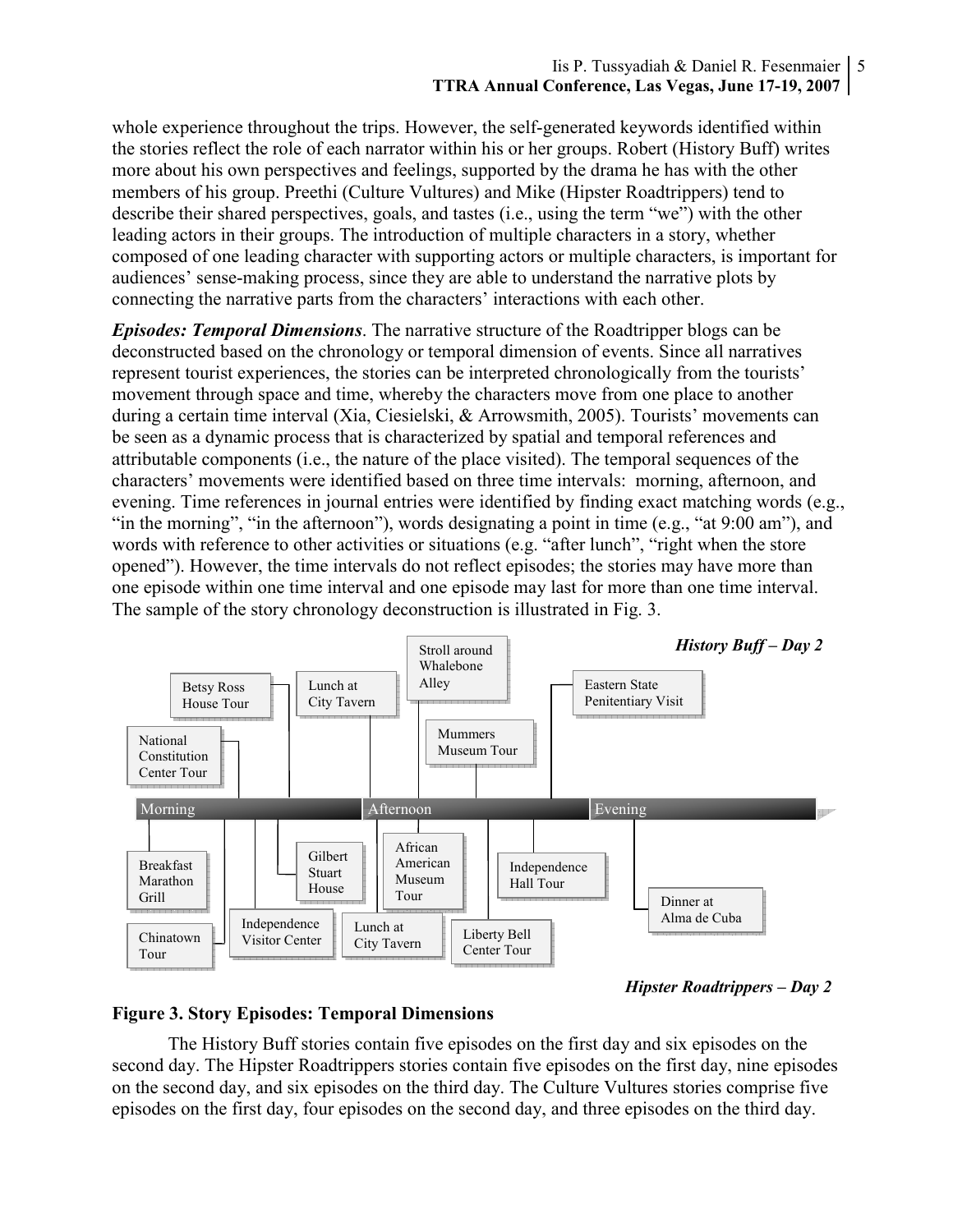whole experience throughout the trips. However, the self-generated keywords identified within the stories reflect the role of each narrator within his or her groups. Robert (History Buff) writes more about his own perspectives and feelings, supported by the drama he has with the other members of his group. Preethi (Culture Vultures) and Mike (Hipster Roadtrippers) tend to describe their shared perspectives, goals, and tastes (i.e., using the term "we") with the other leading actors in their groups. The introduction of multiple characters in a story, whether composed of one leading character with supporting actors or multiple characters, is important for audiences' sense-making process, since they are able to understand the narrative plots by connecting the narrative parts from the characters' interactions with each other.

***Episodes: Temporal Dimensions***. The narrative structure of the Roadtripper blogs can be deconstructed based on the chronology or temporal dimension of events. Since all narratives represent tourist experiences, the stories can be interpreted chronologically from the tourists' movement through space and time, whereby the characters move from one place to another during a certain time interval (Xia, Ciesielski, & Arrowsmith, 2005). Tourists' movements can be seen as a dynamic process that is characterized by spatial and temporal references and attributable components (i.e., the nature of the place visited). The temporal sequences of the characters' movements were identified based on three time intervals: morning, afternoon, and evening. Time references in journal entries were identified by finding exact matching words (e.g., "in the morning", "in the afternoon"), words designating a point in time (e.g., "at 9:00 am"), and words with reference to other activities or situations (e.g. "after lunch", "right when the store opened"). However, the time intervals do not reflect episodes; the stories may have more than one episode within one time interval and one episode may last for more than one time interval. The sample of the story chronology deconstruction is illustrated in Fig. 3.

*History Buff – Day 2*

National Constitution Center Tour

Betsy Ross House Tour

Lunch at City Tavern

Stroll around Whalebone Alley

Mummers Museum Tour

Eastern State Penitentiary Visit

Morning

Afternoon

Evening

Breakfast Marathon Grill

Chinatown Tour

Independence Visitor Center

Gilbert Stuart House

African American Museum Tour

Lunch at City Tavern

Liberty Bell Center Tour

Independence Hall Tour

Dinner at Alma de Cuba

*Hipster Roadtrippers – Day 2*

**Figure 3. Story Episodes: Temporal Dimensions**

The History Buff stories contain five episodes on the first day and six episodes on the second day. The Hipster Roadtrippers stories contain five episodes on the first day, nine episodes on the second day, and six episodes on the third day. The Culture Vultures stories comprise five episodes on the first day, four episodes on the second day, and three episodes on the third day.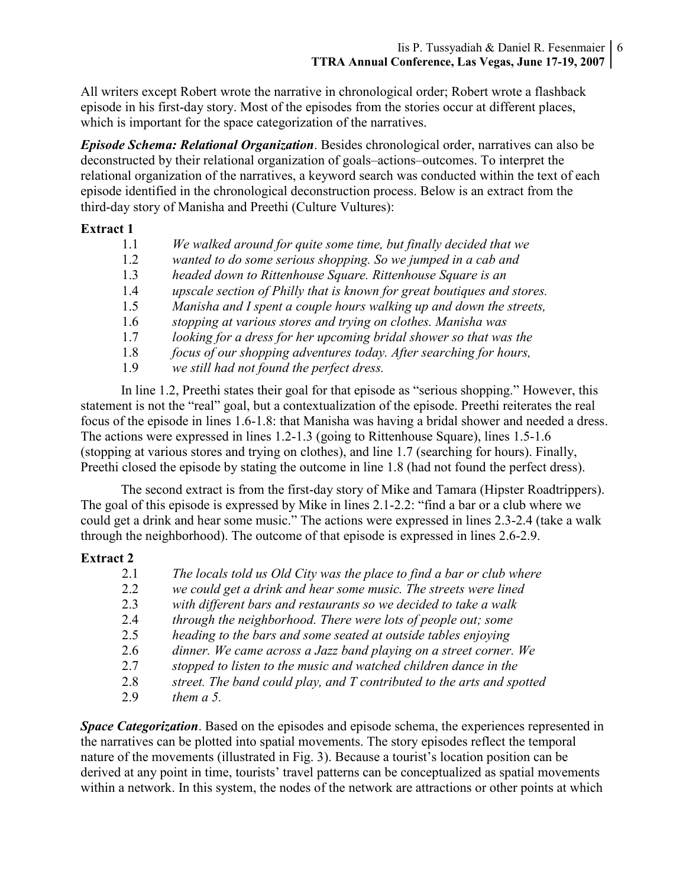All writers except Robert wrote the narrative in chronological order; Robert wrote a flashback episode in his first-day story. Most of the episodes from the stories occur at different places, which is important for the space categorization of the narratives.

***Episode Schema: Relational Organization***. Besides chronological order, narratives can also be deconstructed by their relational organization of goals–actions–outcomes. To interpret the relational organization of the narratives, a keyword search was conducted within the text of each episode identified in the chronological deconstruction process. Below is an extract from the third-day story of Manisha and Preethi (Culture Vultures):

**Extract 1**

1.1 *We walked around for quite some time, but finally decided that we*
1.2 *wanted to do some serious shopping. So we jumped in a cab and*
1.3 *headed down to Rittenhouse Square. Rittenhouse Square is an*
1.4 *upscale section of Philly that is known for great boutiques and stores.*
1.5 *Manisha and I spent a couple hours walking up and down the streets,*
1.6 *stopping at various stores and trying on clothes. Manisha was*
1.7 *looking for a dress for her upcoming bridal shower so that was the*
1.8 *focus of our shopping adventures today. After searching for hours,*
1.9 *we still had not found the perfect dress.*

In line 1.2, Preethi states their goal for that episode as "serious shopping." However, this statement is not the "real" goal, but a contextualization of the episode. Preethi reiterates the real focus of the episode in lines 1.6-1.8: that Manisha was having a bridal shower and needed a dress. The actions were expressed in lines 1.2-1.3 (going to Rittenhouse Square), lines 1.5-1.6 (stopping at various stores and trying on clothes), and line 1.7 (searching for hours). Finally, Preethi closed the episode by stating the outcome in line 1.8 (had not found the perfect dress).

The second extract is from the first-day story of Mike and Tamara (Hipster Roadtrippers). The goal of this episode is expressed by Mike in lines 2.1-2.2: "find a bar or a club where we could get a drink and hear some music." The actions were expressed in lines 2.3-2.4 (take a walk through the neighborhood). The outcome of that episode is expressed in lines 2.6-2.9.

**Extract 2**

2.1 *The locals told us Old City was the place to find a bar or club where*
2.2 *we could get a drink and hear some music. The streets were lined*
2.3 *with different bars and restaurants so we decided to take a walk*
2.4 *through the neighborhood. There were lots of people out; some*
2.5 *heading to the bars and some seated at outside tables enjoying*
2.6 *dinner. We came across a Jazz band playing on a street corner. We*
2.7 *stopped to listen to the music and watched children dance in the*
2.8 *street. The band could play, and T contributed to the arts and spotted*
2.9 *them a 5.*

***Space Categorization***. Based on the episodes and episode schema, the experiences represented in the narratives can be plotted into spatial movements. The story episodes reflect the temporal nature of the movements (illustrated in Fig. 3). Because a tourist's location position can be derived at any point in time, tourists' travel patterns can be conceptualized as spatial movements within a network. In this system, the nodes of the network are attractions or other points at which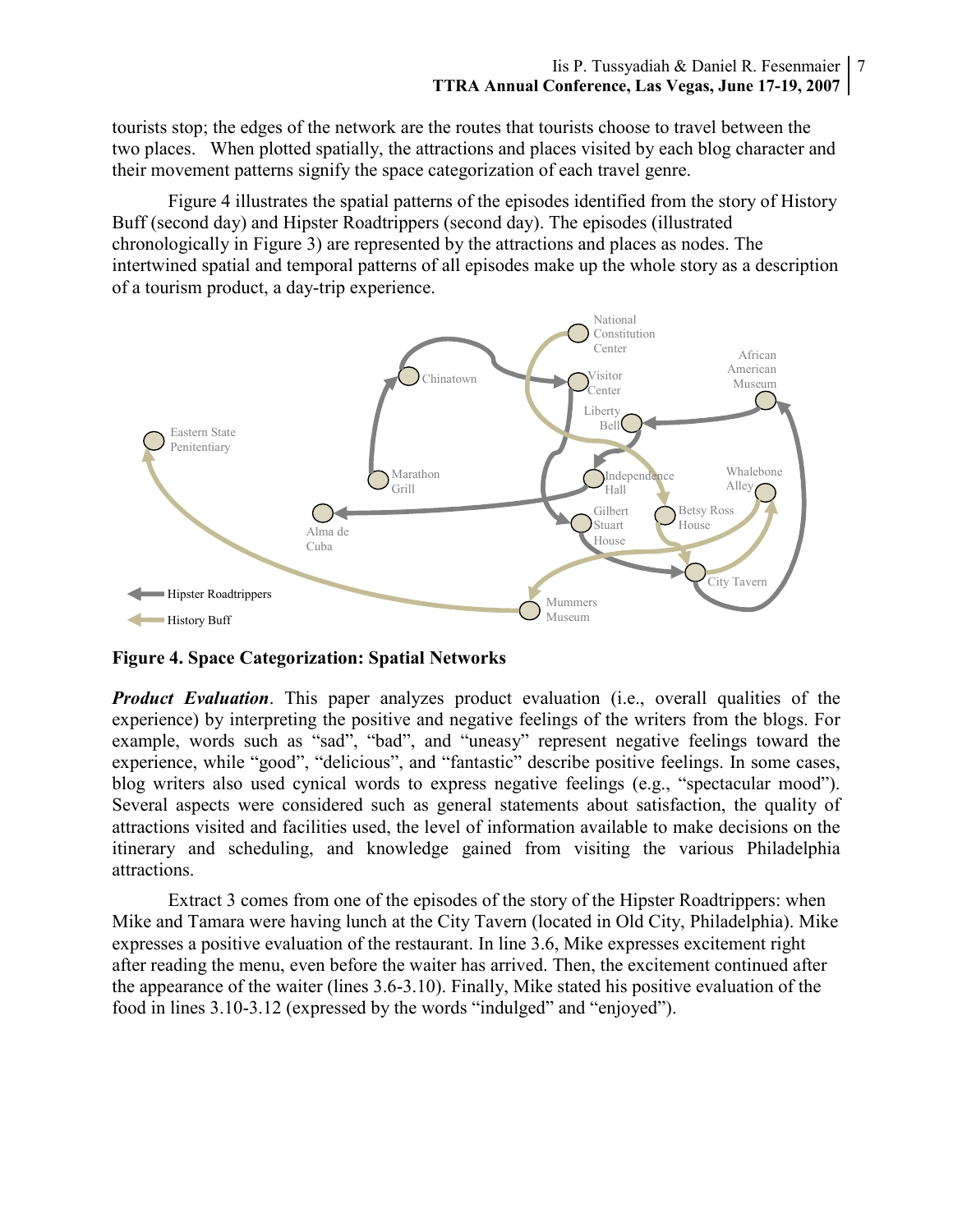tourists stop; the edges of the network are the routes that tourists choose to travel between the two places. When plotted spatially, the attractions and places visited by each blog character and their movement patterns signify the space categorization of each travel genre.

Figure 4 illustrates the spatial patterns of the episodes identified from the story of History Buff (second day) and Hipster Roadtrippers (second day). The episodes (illustrated chronologically in Figure 3) are represented by the attractions and places as nodes. The intertwined spatial and temporal patterns of all episodes make up the whole story as a description of a tourism product, a day-trip experience.

National Constitution Center
Chinatown
Visitor Center
African American Museum
Liberty Bell
Eastern State Penitentiary
Marathon Grill
Independence Hall
Whalebone Alley
Alma de Cuba
Gilbert Stuart House
Betsy Ross House
City Tavern
Mummers Museum
Hipster Roadtrippers
History Buff

**Figure 4. Space Categorization: Spatial Networks**

***Product Evaluation***. This paper analyzes product evaluation (i.e., overall qualities of the experience) by interpreting the positive and negative feelings of the writers from the blogs. For example, words such as "sad", "bad", and "uneasy" represent negative feelings toward the experience, while "good", "delicious", and "fantastic" describe positive feelings. In some cases, blog writers also used cynical words to express negative feelings (e.g., "spectacular mood"). Several aspects were considered such as general statements about satisfaction, the quality of attractions visited and facilities used, the level of information available to make decisions on the itinerary and scheduling, and knowledge gained from visiting the various Philadelphia attractions.

Extract 3 comes from one of the episodes of the story of the Hipster Roadtrippers: when Mike and Tamara were having lunch at the City Tavern (located in Old City, Philadelphia). Mike expresses a positive evaluation of the restaurant. In line 3.6, Mike expresses excitement right after reading the menu, even before the waiter has arrived. Then, the excitement continued after the appearance of the waiter (lines 3.6-3.10). Finally, Mike stated his positive evaluation of the food in lines 3.10-3.12 (expressed by the words "indulged" and "enjoyed").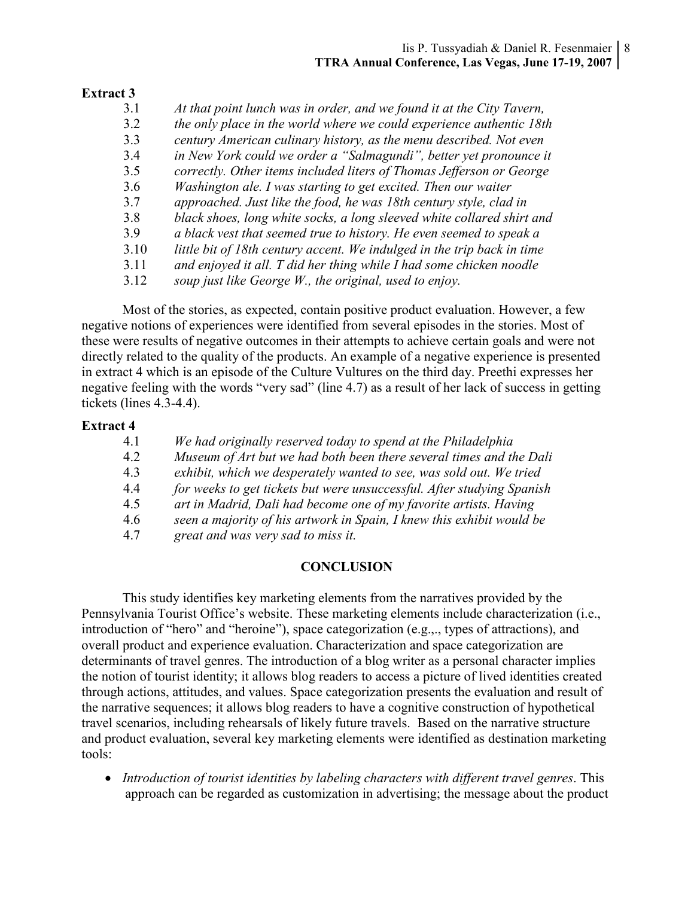**Extract 3**

3.1 *At that point lunch was in order, and we found it at the City Tavern,*
3.2 *the only place in the world where we could experience authentic 18th*
3.3 *century American culinary history, as the menu described. Not even*
3.4 *in New York could we order a "Salmagundi", better yet pronounce it*
3.5 *correctly. Other items included liters of Thomas Jefferson or George*
3.6 *Washington ale. I was starting to get excited. Then our waiter*
3.7 *approached. Just like the food, he was 18th century style, clad in*
3.8 *black shoes, long white socks, a long sleeved white collared shirt and*
3.9 *a black vest that seemed true to history. He even seemed to speak a*
3.10 *little bit of 18th century accent. We indulged in the trip back in time*
3.11 *and enjoyed it all. T did her thing while I had some chicken noodle*
3.12 *soup just like George W., the original, used to enjoy.*

Most of the stories, as expected, contain positive product evaluation. However, a few negative notions of experiences were identified from several episodes in the stories. Most of these were results of negative outcomes in their attempts to achieve certain goals and were not directly related to the quality of the products. An example of a negative experience is presented in extract 4 which is an episode of the Culture Vultures on the third day. Preethi expresses her negative feeling with the words "very sad" (line 4.7) as a result of her lack of success in getting tickets (lines 4.3-4.4).

**Extract 4**

4.1 *We had originally reserved today to spend at the Philadelphia*
4.2 *Museum of Art but we had both been there several times and the Dali*
4.3 *exhibit, which we desperately wanted to see, was sold out. We tried*
4.4 *for weeks to get tickets but were unsuccessful. After studying Spanish*
4.5 *art in Madrid, Dali had become one of my favorite artists. Having*
4.6 *seen a majority of his artwork in Spain, I knew this exhibit would be*
4.7 *great and was very sad to miss it.*

## CONCLUSION

This study identifies key marketing elements from the narratives provided by the Pennsylvania Tourist Office's website. These marketing elements include characterization (i.e., introduction of "hero" and "heroine"), space categorization (e.g.,., types of attractions), and overall product and experience evaluation. Characterization and space categorization are determinants of travel genres. The introduction of a blog writer as a personal character implies the notion of tourist identity; it allows blog readers to access a picture of lived identities created through actions, attitudes, and values. Space categorization presents the evaluation and result of the narrative sequences; it allows blog readers to have a cognitive construction of hypothetical travel scenarios, including rehearsals of likely future travels. Based on the narrative structure and product evaluation, several key marketing elements were identified as destination marketing tools:

- *Introduction of tourist identities by labeling characters with different travel genres*. This approach can be regarded as customization in advertising; the message about the product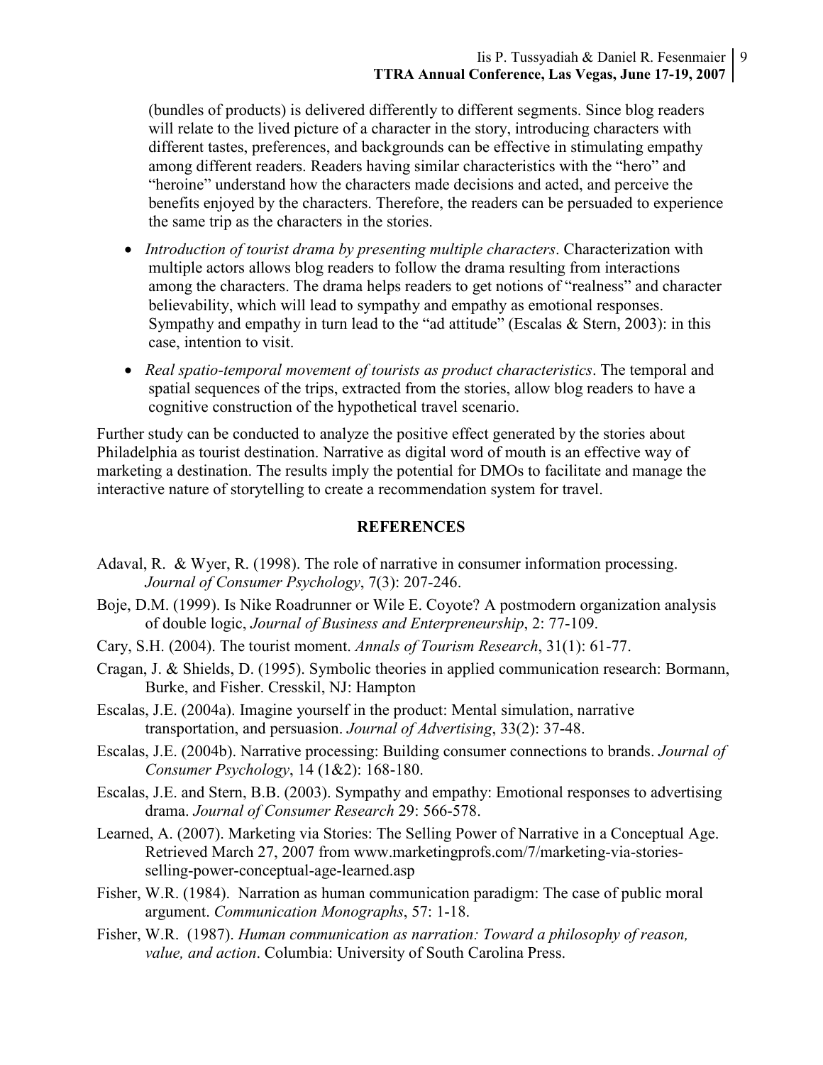(bundles of products) is delivered differently to different segments. Since blog readers will relate to the lived picture of a character in the story, introducing characters with different tastes, preferences, and backgrounds can be effective in stimulating empathy among different readers. Readers having similar characteristics with the "hero" and "heroine" understand how the characters made decisions and acted, and perceive the benefits enjoyed by the characters. Therefore, the readers can be persuaded to experience the same trip as the characters in the stories.

- *Introduction of tourist drama by presenting multiple characters*. Characterization with multiple actors allows blog readers to follow the drama resulting from interactions among the characters. The drama helps readers to get notions of "realness" and character believability, which will lead to sympathy and empathy as emotional responses. Sympathy and empathy in turn lead to the "ad attitude" (Escalas & Stern, 2003): in this case, intention to visit.
- *Real spatio-temporal movement of tourists as product characteristics*. The temporal and spatial sequences of the trips, extracted from the stories, allow blog readers to have a cognitive construction of the hypothetical travel scenario.

Further study can be conducted to analyze the positive effect generated by the stories about Philadelphia as tourist destination. Narrative as digital word of mouth is an effective way of marketing a destination. The results imply the potential for DMOs to facilitate and manage the interactive nature of storytelling to create a recommendation system for travel.

## REFERENCES

Adaval, R. & Wyer, R. (1998). The role of narrative in consumer information processing. *Journal of Consumer Psychology*, 7(3): 207-246.

Boje, D.M. (1999). Is Nike Roadrunner or Wile E. Coyote? A postmodern organization analysis of double logic, *Journal of Business and Enterpreneurship*, 2: 77-109.

Cary, S.H. (2004). The tourist moment. *Annals of Tourism Research*, 31(1): 61-77.

Cragan, J. & Shields, D. (1995). Symbolic theories in applied communication research: Bormann, Burke, and Fisher. Cresskil, NJ: Hampton

Escalas, J.E. (2004a). Imagine yourself in the product: Mental simulation, narrative transportation, and persuasion. *Journal of Advertising*, 33(2): 37-48.

Escalas, J.E. (2004b). Narrative processing: Building consumer connections to brands. *Journal of Consumer Psychology*, 14 (1&2): 168-180.

Escalas, J.E. and Stern, B.B. (2003). Sympathy and empathy: Emotional responses to advertising drama. *Journal of Consumer Research* 29: 566-578.

Learned, A. (2007). Marketing via Stories: The Selling Power of Narrative in a Conceptual Age. Retrieved March 27, 2007 from www.marketingprofs.com/7/marketing-via-stories-selling-power-conceptual-age-learned.asp

Fisher, W.R. (1984). Narration as human communication paradigm: The case of public moral argument. *Communication Monographs*, 57: 1-18.

Fisher, W.R. (1987). *Human communication as narration: Toward a philosophy of reason, value, and action*. Columbia: University of South Carolina Press.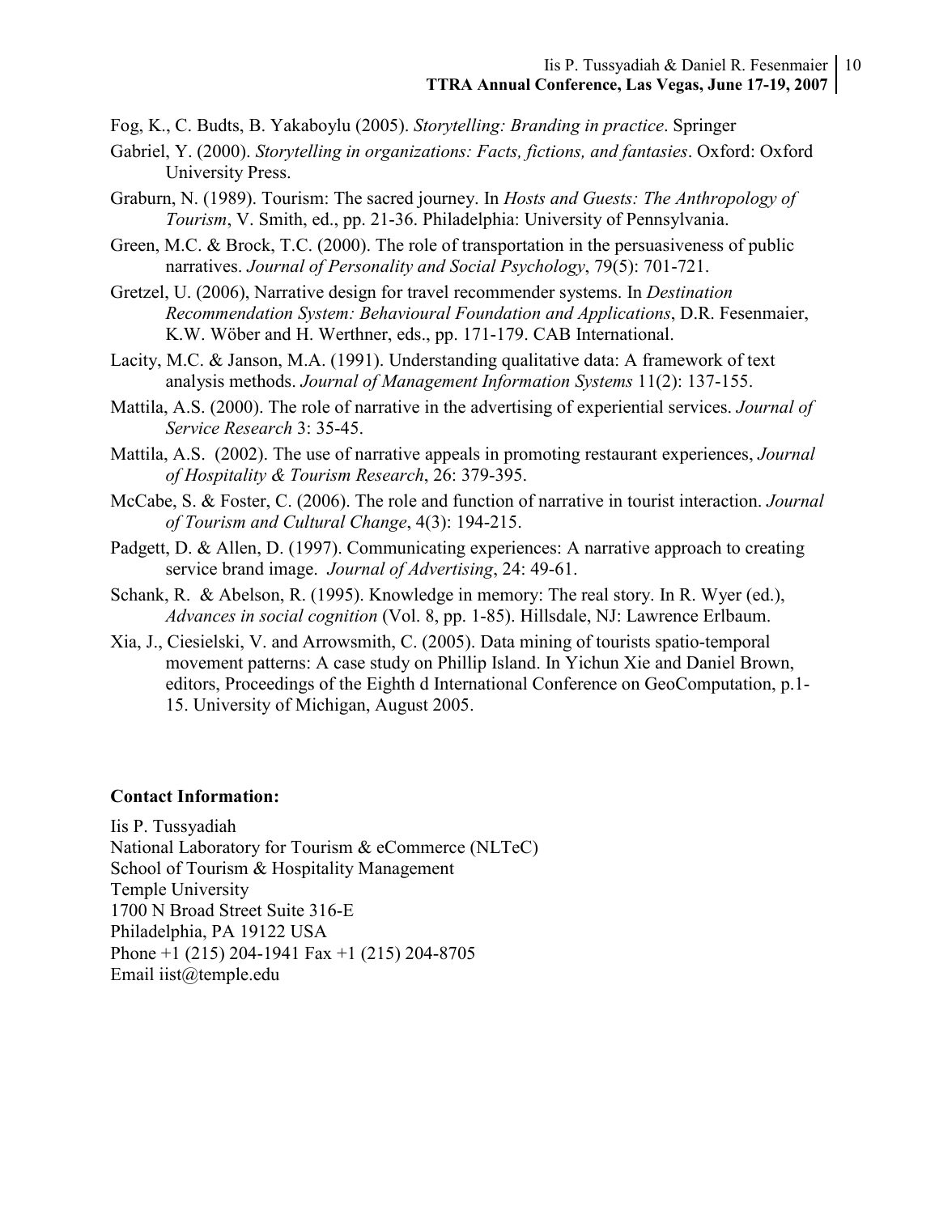Fog, K., C. Budts, B. Yakaboylu (2005). *Storytelling: Branding in practice*. Springer

Gabriel, Y. (2000). *Storytelling in organizations: Facts, fictions, and fantasies*. Oxford: Oxford University Press.

Graburn, N. (1989). Tourism: The sacred journey. In *Hosts and Guests: The Anthropology of Tourism*, V. Smith, ed., pp. 21-36. Philadelphia: University of Pennsylvania.

Green, M.C. & Brock, T.C. (2000). The role of transportation in the persuasiveness of public narratives. *Journal of Personality and Social Psychology*, 79(5): 701-721.

Gretzel, U. (2006), Narrative design for travel recommender systems. In *Destination Recommendation System: Behavioural Foundation and Applications*, D.R. Fesenmaier, K.W. Wöber and H. Werthner, eds., pp. 171-179. CAB International.

Lacity, M.C. & Janson, M.A. (1991). Understanding qualitative data: A framework of text analysis methods. *Journal of Management Information Systems* 11(2): 137-155.

Mattila, A.S. (2000). The role of narrative in the advertising of experiential services. *Journal of Service Research* 3: 35-45.

Mattila, A.S. (2002). The use of narrative appeals in promoting restaurant experiences, *Journal of Hospitality & Tourism Research*, 26: 379-395.

McCabe, S. & Foster, C. (2006). The role and function of narrative in tourist interaction. *Journal of Tourism and Cultural Change*, 4(3): 194-215.

Padgett, D. & Allen, D. (1997). Communicating experiences: A narrative approach to creating service brand image. *Journal of Advertising*, 24: 49-61.

Schank, R. & Abelson, R. (1995). Knowledge in memory: The real story. In R. Wyer (ed.), *Advances in social cognition* (Vol. 8, pp. 1-85). Hillsdale, NJ: Lawrence Erlbaum.

Xia, J., Ciesielski, V. and Arrowsmith, C. (2005). Data mining of tourists spatio-temporal movement patterns: A case study on Phillip Island. In Yichun Xie and Daniel Brown, editors, Proceedings of the Eighth d International Conference on GeoComputation, p.1-15. University of Michigan, August 2005.

**Contact Information:**

Iis P. Tussyadiah
National Laboratory for Tourism & eCommerce (NLTeC)
School of Tourism & Hospitality Management
Temple University
1700 N Broad Street Suite 316-E
Philadelphia, PA 19122 USA
Phone +1 (215) 204-1941 Fax +1 (215) 204-8705
Email iist@temple.edu